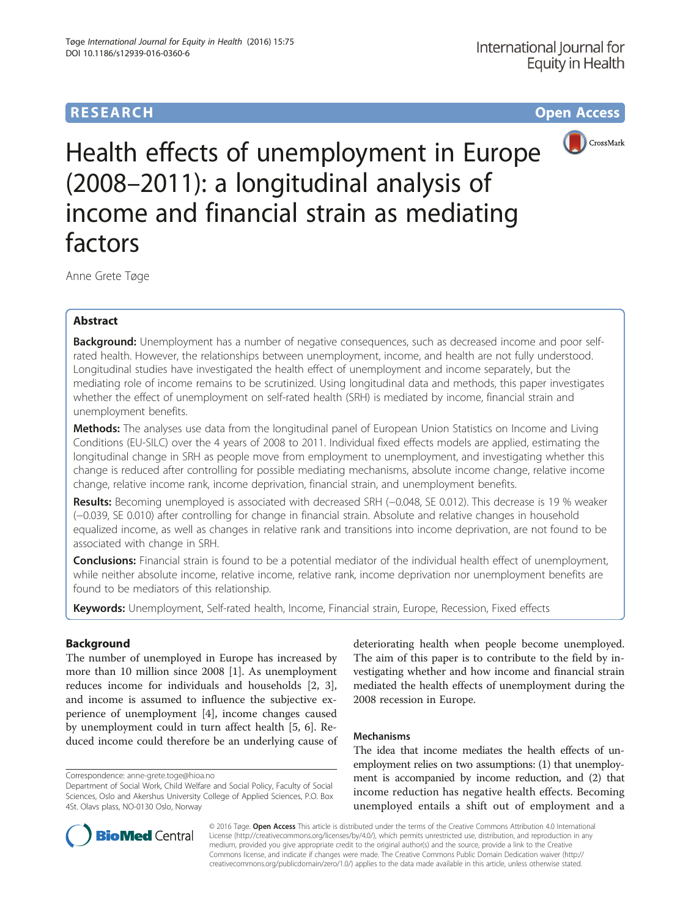**RESEARCH** **Open Access**

# Health effects of unemployment in Europe (2008–2011): a longitudinal analysis of income and financial strain as mediating factors

Anne Grete Tøge

## Abstract

**Background:** Unemployment has a number of negative consequences, such as decreased income and poor self-rated health. However, the relationships between unemployment, income, and health are not fully understood. Longitudinal studies have investigated the health effect of unemployment and income separately, but the mediating role of income remains to be scrutinized. Using longitudinal data and methods, this paper investigates whether the effect of unemployment on self-rated health (SRH) is mediated by income, financial strain and unemployment benefits.

**Methods:** The analyses use data from the longitudinal panel of European Union Statistics on Income and Living Conditions (EU-SILC) over the 4 years of 2008 to 2011. Individual fixed effects models are applied, estimating the longitudinal change in SRH as people move from employment to unemployment, and investigating whether this change is reduced after controlling for possible mediating mechanisms, absolute income change, relative income change, relative income rank, income deprivation, financial strain, and unemployment benefits.

**Results:** Becoming unemployed is associated with decreased SRH (−0.048, SE 0.012). This decrease is 19 % weaker (−0.039, SE 0.010) after controlling for change in financial strain. Absolute and relative changes in household equalized income, as well as changes in relative rank and transitions into income deprivation, are not found to be associated with change in SRH.

**Conclusions:** Financial strain is found to be a potential mediator of the individual health effect of unemployment, while neither absolute income, relative income, relative rank, income deprivation nor unemployment benefits are found to be mediators of this relationship.

**Keywords:** Unemployment, Self-rated health, Income, Financial strain, Europe, Recession, Fixed effects

## Background

The number of unemployed in Europe has increased by more than 10 million since 2008 [1]. As unemployment reduces income for individuals and households [2, 3], and income is assumed to influence the subjective experience of unemployment [4], income changes caused by unemployment could in turn affect health [5, 6]. Reduced income could therefore be an underlying cause of deteriorating health when people become unemployed. The aim of this paper is to contribute to the field by investigating whether and how income and financial strain mediated the health effects of unemployment during the 2008 recession in Europe.

### Mechanisms

The idea that income mediates the health effects of unemployment relies on two assumptions: (1) that unemployment is accompanied by income reduction, and (2) that income reduction has negative health effects. Becoming unemployed entails a shift out of employment and a

Correspondence: anne-grete.toge@hioa.no
Department of Social Work, Child Welfare and Social Policy, Faculty of Social Sciences, Oslo and Akershus University College of Applied Sciences, P.O. Box 4St. Olavs plass, NO-0130 Oslo, Norway

© 2016 Tøge. **Open Access** This article is distributed under the terms of the Creative Commons Attribution 4.0 International License (http://creativecommons.org/licenses/by/4.0/), which permits unrestricted use, distribution, and reproduction in any medium, provided you give appropriate credit to the original author(s) and the source, provide a link to the Creative Commons license, and indicate if changes were made. The Creative Commons Public Domain Dedication waiver (http://creativecommons.org/publicdomain/zero/1.0/) applies to the data made available in this article, unless otherwise stated.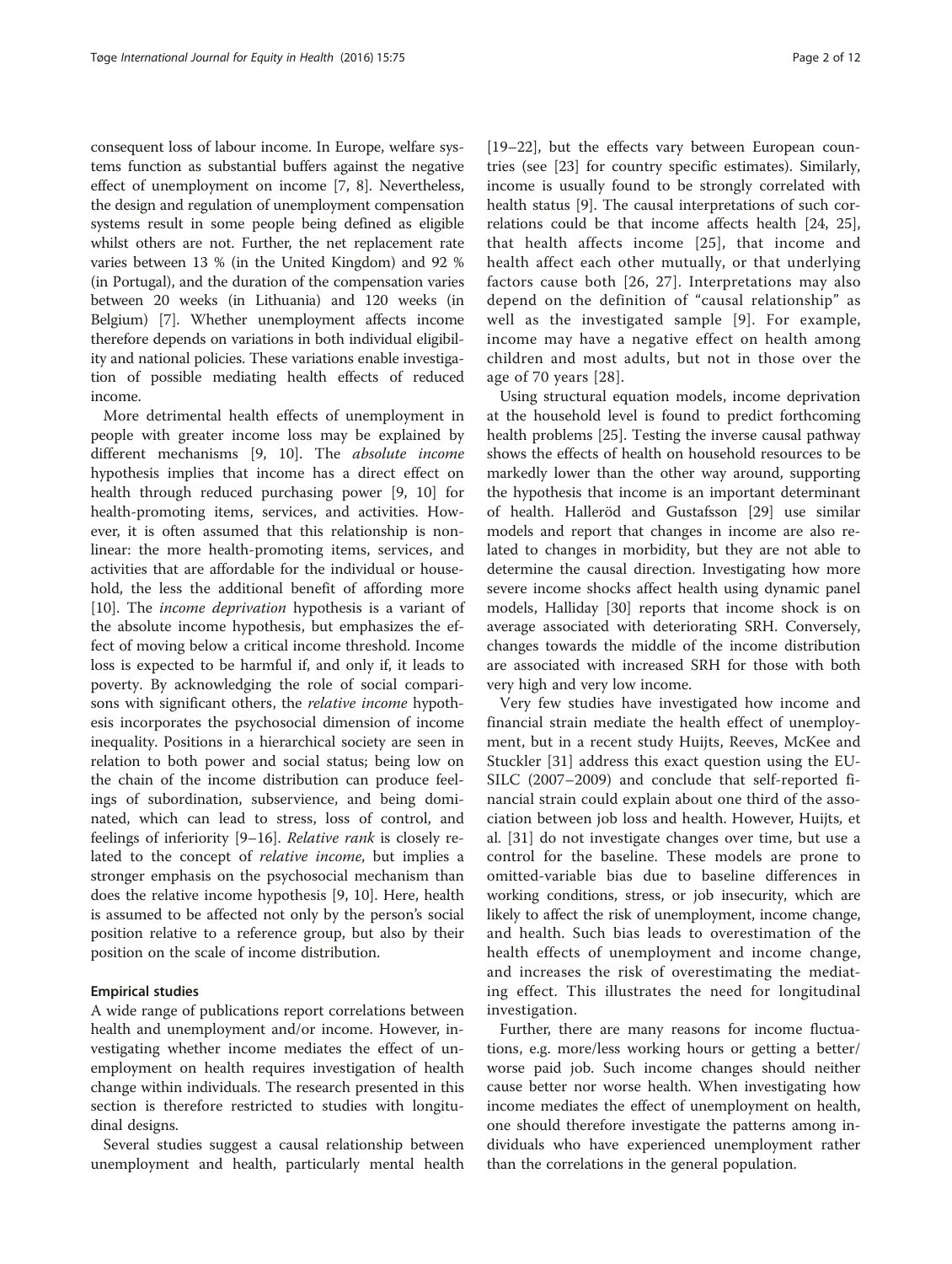consequent loss of labour income. In Europe, welfare systems function as substantial buffers against the negative effect of unemployment on income [7, 8]. Nevertheless, the design and regulation of unemployment compensation systems result in some people being defined as eligible whilst others are not. Further, the net replacement rate varies between 13 % (in the United Kingdom) and 92 % (in Portugal), and the duration of the compensation varies between 20 weeks (in Lithuania) and 120 weeks (in Belgium) [7]. Whether unemployment affects income therefore depends on variations in both individual eligibility and national policies. These variations enable investigation of possible mediating health effects of reduced income.

More detrimental health effects of unemployment in people with greater income loss may be explained by different mechanisms [9, 10]. The *absolute income* hypothesis implies that income has a direct effect on health through reduced purchasing power [9, 10] for health-promoting items, services, and activities. However, it is often assumed that this relationship is non-linear: the more health-promoting items, services, and activities that are affordable for the individual or household, the less the additional benefit of affording more [10]. The *income deprivation* hypothesis is a variant of the absolute income hypothesis, but emphasizes the effect of moving below a critical income threshold. Income loss is expected to be harmful if, and only if, it leads to poverty. By acknowledging the role of social comparisons with significant others, the *relative income* hypothesis incorporates the psychosocial dimension of income inequality. Positions in a hierarchical society are seen in relation to both power and social status; being low on the chain of the income distribution can produce feelings of subordination, subservience, and being dominated, which can lead to stress, loss of control, and feelings of inferiority [9–16]. *Relative rank* is closely related to the concept of *relative income*, but implies a stronger emphasis on the psychosocial mechanism than does the relative income hypothesis [9, 10]. Here, health is assumed to be affected not only by the person's social position relative to a reference group, but also by their position on the scale of income distribution.

### Empirical studies

A wide range of publications report correlations between health and unemployment and/or income. However, investigating whether income mediates the effect of unemployment on health requires investigation of health change within individuals. The research presented in this section is therefore restricted to studies with longitudinal designs.

Several studies suggest a causal relationship between unemployment and health, particularly mental health [19–22], but the effects vary between European countries (see [23] for country specific estimates). Similarly, income is usually found to be strongly correlated with health status [9]. The causal interpretations of such correlations could be that income affects health [24, 25], that health affects income [25], that income and health affect each other mutually, or that underlying factors cause both [26, 27]. Interpretations may also depend on the definition of "causal relationship" as well as the investigated sample [9]. For example, income may have a negative effect on health among children and most adults, but not in those over the age of 70 years [28].

Using structural equation models, income deprivation at the household level is found to predict forthcoming health problems [25]. Testing the inverse causal pathway shows the effects of health on household resources to be markedly lower than the other way around, supporting the hypothesis that income is an important determinant of health. Halleröd and Gustafsson [29] use similar models and report that changes in income are also related to changes in morbidity, but they are not able to determine the causal direction. Investigating how more severe income shocks affect health using dynamic panel models, Halliday [30] reports that income shock is on average associated with deteriorating SRH. Conversely, changes towards the middle of the income distribution are associated with increased SRH for those with both very high and very low income.

Very few studies have investigated how income and financial strain mediate the health effect of unemployment, but in a recent study Huijts, Reeves, McKee and Stuckler [31] address this exact question using the EU-SILC (2007–2009) and conclude that self-reported financial strain could explain about one third of the association between job loss and health. However, Huijts, et al. [31] do not investigate changes over time, but use a control for the baseline. These models are prone to omitted-variable bias due to baseline differences in working conditions, stress, or job insecurity, which are likely to affect the risk of unemployment, income change, and health. Such bias leads to overestimation of the health effects of unemployment and income change, and increases the risk of overestimating the mediating effect. This illustrates the need for longitudinal investigation.

Further, there are many reasons for income fluctuations, e.g. more/less working hours or getting a better/worse paid job. Such income changes should neither cause better nor worse health. When investigating how income mediates the effect of unemployment on health, one should therefore investigate the patterns among individuals who have experienced unemployment rather than the correlations in the general population.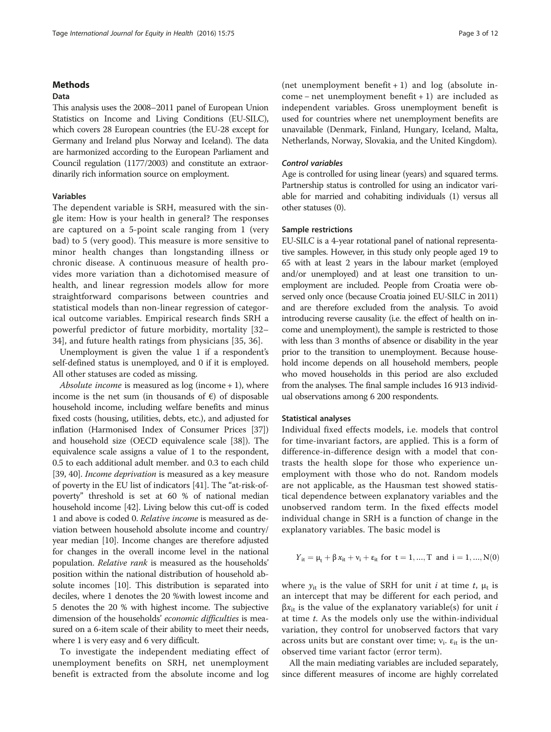## Methods

### Data

This analysis uses the 2008–2011 panel of European Union Statistics on Income and Living Conditions (EU-SILC), which covers 28 European countries (the EU-28 except for Germany and Ireland plus Norway and Iceland). The data are harmonized according to the European Parliament and Council regulation (1177/2003) and constitute an extraordinarily rich information source on employment.

### Variables

The dependent variable is SRH, measured with the single item: How is your health in general? The responses are captured on a 5-point scale ranging from 1 (very bad) to 5 (very good). This measure is more sensitive to minor health changes than longstanding illness or chronic disease. A continuous measure of health provides more variation than a dichotomised measure of health, and linear regression models allow for more straightforward comparisons between countries and statistical models than non-linear regression of categorical outcome variables. Empirical research finds SRH a powerful predictor of future morbidity, mortality [32–34], and future health ratings from physicians [35, 36].

Unemployment is given the value 1 if a respondent's self-defined status is unemployed, and 0 if it is employed. All other statuses are coded as missing.

*Absolute income* is measured as log (income + 1), where income is the net sum (in thousands of €) of disposable household income, including welfare benefits and minus fixed costs (housing, utilities, debts, etc.), and adjusted for inflation (Harmonised Index of Consumer Prices [37]) and household size (OECD equivalence scale [38]). The equivalence scale assigns a value of 1 to the respondent, 0.5 to each additional adult member. and 0.3 to each child [39, 40]. *Income deprivation* is measured as a key measure of poverty in the EU list of indicators [41]. The "at-risk-of-poverty" threshold is set at 60 % of national median household income [42]. Living below this cut-off is coded 1 and above is coded 0. *Relative income* is measured as deviation between household absolute income and country/year median [10]. Income changes are therefore adjusted for changes in the overall income level in the national population. *Relative rank* is measured as the households' position within the national distribution of household absolute incomes [10]. This distribution is separated into deciles, where 1 denotes the 20 %with lowest income and 5 denotes the 20 % with highest income. The subjective dimension of the households' *economic difficulties* is measured on a 6-item scale of their ability to meet their needs, where 1 is very easy and 6 very difficult.

To investigate the independent mediating effect of unemployment benefits on SRH, net unemployment benefit is extracted from the absolute income and log (net unemployment benefit + 1) and log (absolute income – net unemployment benefit + 1) are included as independent variables. Gross unemployment benefit is used for countries where net unemployment benefits are unavailable (Denmark, Finland, Hungary, Iceland, Malta, Netherlands, Norway, Slovakia, and the United Kingdom).

#### *Control variables*

Age is controlled for using linear (years) and squared terms. Partnership status is controlled for using an indicator variable for married and cohabiting individuals (1) versus all other statuses (0).

### Sample restrictions

EU-SILC is a 4-year rotational panel of national representative samples. However, in this study only people aged 19 to 65 with at least 2 years in the labour market (employed and/or unemployed) and at least one transition to unemployment are included. People from Croatia were observed only once (because Croatia joined EU-SILC in 2011) and are therefore excluded from the analysis. To avoid introducing reverse causality (i.e. the effect of health on income and unemployment), the sample is restricted to those with less than 3 months of absence or disability in the year prior to the transition to unemployment. Because household income depends on all household members, people who moved households in this period are also excluded from the analyses. The final sample includes 16 913 individual observations among 6 200 respondents.

### Statistical analyses

Individual fixed effects models, i.e. models that control for time-invariant factors, are applied. This is a form of difference-in-difference design with a model that contrasts the health slope for those who experience unemployment with those who do not. Random models are not applicable, as the Hausman test showed statistical dependence between explanatory variables and the unobserved random term. In the fixed effects model individual change in SRH is a function of change in the explanatory variables. The basic model is

$$Y_{it} = \mu_t + \beta x_{it} + \nu_i + \varepsilon_{it} \text{ for } t = 1, \ldots, T \text{ and } i = 1, \ldots, N(0)$$

where $y_{it}$ is the value of SRH for unit $i$ at time $t$, $\mu_t$ is an intercept that may be different for each period, and $\beta x_{it}$ is the value of the explanatory variable(s) for unit $i$ at time $t$. As the models only use the within-individual variation, they control for unobserved factors that vary across units but are constant over time; $\nu_i$. $\varepsilon_{it}$ is the unobserved time variant factor (error term).

All the main mediating variables are included separately, since different measures of income are highly correlated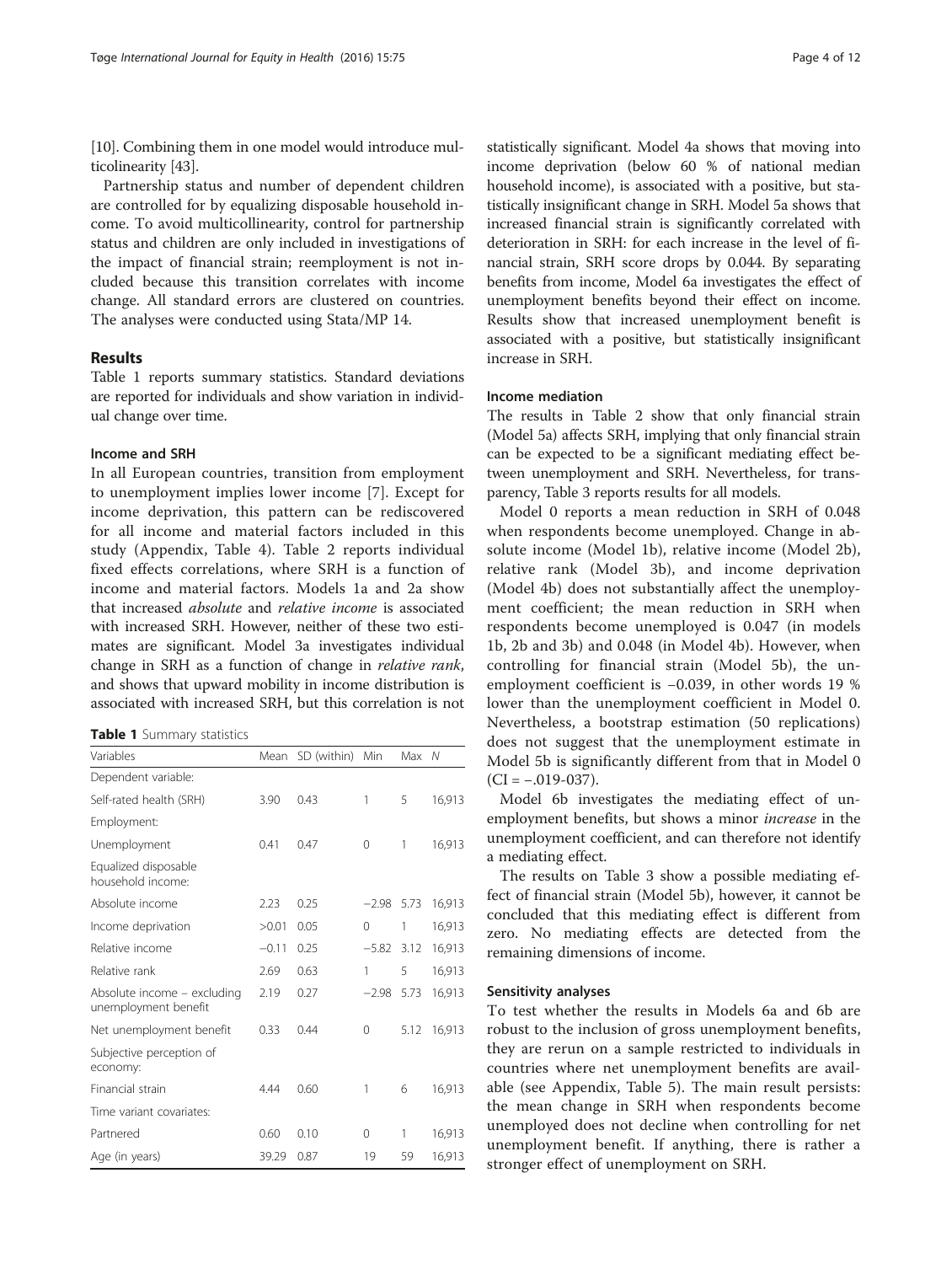[10]. Combining them in one model would introduce multicolinearity [43].

Partnership status and number of dependent children are controlled for by equalizing disposable household income. To avoid multicollinearity, control for partnership status and children are only included in investigations of the impact of financial strain; reemployment is not included because this transition correlates with income change. All standard errors are clustered on countries. The analyses were conducted using Stata/MP 14.

## Results

Table 1 reports summary statistics. Standard deviations are reported for individuals and show variation in individual change over time.

### Income and SRH

In all European countries, transition from employment to unemployment implies lower income [7]. Except for income deprivation, this pattern can be rediscovered for all income and material factors included in this study (Appendix, Table 4). Table 2 reports individual fixed effects correlations, where SRH is a function of income and material factors. Models 1a and 2a show that increased *absolute* and *relative income* is associated with increased SRH. However, neither of these two estimates are significant. Model 3a investigates individual change in SRH as a function of change in *relative rank*, and shows that upward mobility in income distribution is associated with increased SRH, but this correlation is not statistically significant. Model 4a shows that moving into income deprivation (below 60 % of national median household income), is associated with a positive, but statistically insignificant change in SRH. Model 5a shows that increased financial strain is significantly correlated with deterioration in SRH: for each increase in the level of financial strain, SRH score drops by 0.044. By separating benefits from income, Model 6a investigates the effect of unemployment benefits beyond their effect on income. Results show that increased unemployment benefit is associated with a positive, but statistically insignificant increase in SRH.

**Table 1** Summary statistics

| Variables | Mean | SD (within) | Min | Max | N |
|---|---|---|---|---|---|
| Dependent variable: | | | | | |
| Self-rated health (SRH) | 3.90 | 0.43 | 1 | 5 | 16,913 |
| Employment: | | | | | |
| Unemployment | 0.41 | 0.47 | 0 | 1 | 16,913 |
| Equalized disposable household income: | | | | | |
| Absolute income | 2.23 | 0.25 | −2.98 | 5.73 | 16,913 |
| Income deprivation | >0.01 | 0.05 | 0 | 1 | 16,913 |
| Relative income | −0.11 | 0.25 | −5.82 | 3.12 | 16,913 |
| Relative rank | 2.69 | 0.63 | 1 | 5 | 16,913 |
| Absolute income – excluding unemployment benefit | 2.19 | 0.27 | −2.98 | 5.73 | 16,913 |
| Net unemployment benefit | 0.33 | 0.44 | 0 | 5.12 | 16,913 |
| Subjective perception of economy: | | | | | |
| Financial strain | 4.44 | 0.60 | 1 | 6 | 16,913 |
| Time variant covariates: | | | | | |
| Partnered | 0.60 | 0.10 | 0 | 1 | 16,913 |
| Age (in years) | 39.29 | 0.87 | 19 | 59 | 16,913 |

### Income mediation

The results in Table 2 show that only financial strain (Model 5a) affects SRH, implying that only financial strain can be expected to be a significant mediating effect between unemployment and SRH. Nevertheless, for transparency, Table 3 reports results for all models.

Model 0 reports a mean reduction in SRH of 0.048 when respondents become unemployed. Change in absolute income (Model 1b), relative income (Model 2b), relative rank (Model 3b), and income deprivation (Model 4b) does not substantially affect the unemployment coefficient; the mean reduction in SRH when respondents become unemployed is 0.047 (in models 1b, 2b and 3b) and 0.048 (in Model 4b). However, when controlling for financial strain (Model 5b), the unemployment coefficient is −0.039, in other words 19 % lower than the unemployment coefficient in Model 0. Nevertheless, a bootstrap estimation (50 replications) does not suggest that the unemployment estimate in Model 5b is significantly different from that in Model 0 (CI = −.019-037).

Model 6b investigates the mediating effect of unemployment benefits, but shows a minor *increase* in the unemployment coefficient, and can therefore not identify a mediating effect.

The results on Table 3 show a possible mediating effect of financial strain (Model 5b), however, it cannot be concluded that this mediating effect is different from zero. No mediating effects are detected from the remaining dimensions of income.

### Sensitivity analyses

To test whether the results in Models 6a and 6b are robust to the inclusion of gross unemployment benefits, they are rerun on a sample restricted to individuals in countries where net unemployment benefits are available (see Appendix, Table 5). The main result persists: the mean change in SRH when respondents become unemployed does not decline when controlling for net unemployment benefit. If anything, there is rather a stronger effect of unemployment on SRH.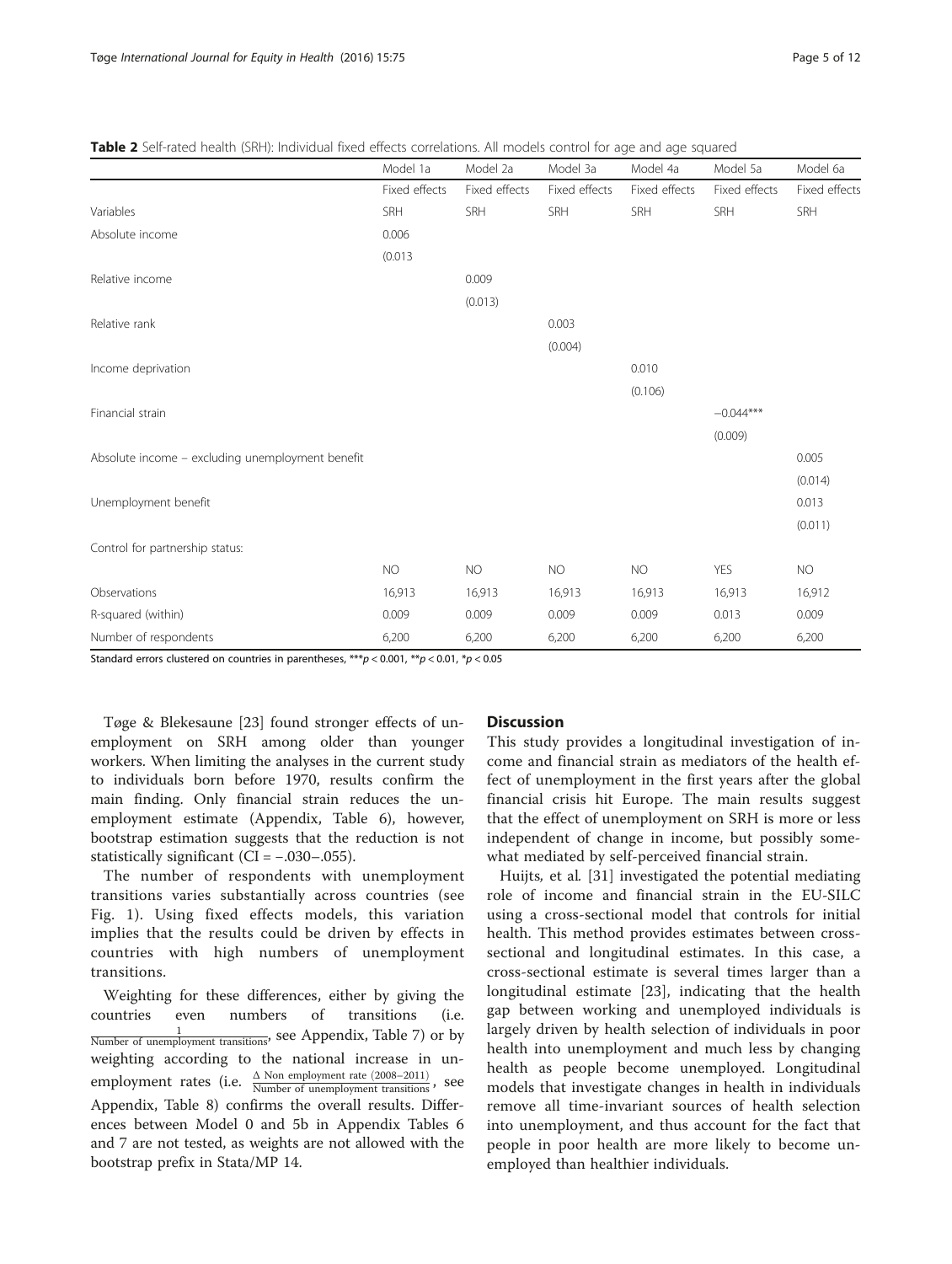**Table 2** Self-rated health (SRH): Individual fixed effects correlations. All models control for age and age squared

| | Model 1a | Model 2a | Model 3a | Model 4a | Model 5a | Model 6a |
|---|---|---|---|---|---|---|
| | Fixed effects | Fixed effects | Fixed effects | Fixed effects | Fixed effects | Fixed effects |
| Variables | SRH | SRH | SRH | SRH | SRH | SRH |
| Absolute income | 0.006 | | | | | |
| | (0.013 | | | | | |
| Relative income | | 0.009 | | | | |
| | | (0.013) | | | | |
| Relative rank | | | 0.003 | | | |
| | | | (0.004) | | | |
| Income deprivation | | | | 0.010 | | |
| | | | | (0.106) | | |
| Financial strain | | | | | −0.044*** | |
| | | | | | (0.009) | |
| Absolute income – excluding unemployment benefit | | | | | | 0.005 |
| | | | | | | (0.014) |
| Unemployment benefit | | | | | | 0.013 |
| | | | | | | (0.011) |
| Control for partnership status: | | | | | | |
| | NO | NO | NO | NO | YES | NO |
| Observations | 16,913 | 16,913 | 16,913 | 16,913 | 16,913 | 16,912 |
| R-squared (within) | 0.009 | 0.009 | 0.009 | 0.009 | 0.013 | 0.009 |
| Number of respondents | 6,200 | 6,200 | 6,200 | 6,200 | 6,200 | 6,200 |

Standard errors clustered on countries in parentheses, ***$p < 0.001$, **$p < 0.01$, *$p < 0.05$

Tøge & Blekesaune [23] found stronger effects of unemployment on SRH among older than younger workers. When limiting the analyses in the current study to individuals born before 1970, results confirm the main finding. Only financial strain reduces the unemployment estimate (Appendix, Table 6), however, bootstrap estimation suggests that the reduction is not statistically significant (CI = −.030–.055).

The number of respondents with unemployment transitions varies substantially across countries (see Fig. 1). Using fixed effects models, this variation implies that the results could be driven by effects in countries with high numbers of unemployment transitions.

Weighting for these differences, either by giving the countries even numbers of transitions (i.e. $\frac{1}{\text{Number of unemployment transitions}}$, see Appendix, Table 7) or by weighting according to the national increase in unemployment rates (i.e. $\frac{\Delta \text{ Non employment rate (2008–2011)}}{\text{Number of unemployment transitions}}$, see Appendix, Table 8) confirms the overall results. Differences between Model 0 and 5b in Appendix Tables 6 and 7 are not tested, as weights are not allowed with the bootstrap prefix in Stata/MP 14.

## Discussion

This study provides a longitudinal investigation of income and financial strain as mediators of the health effect of unemployment in the first years after the global financial crisis hit Europe. The main results suggest that the effect of unemployment on SRH is more or less independent of change in income, but possibly somewhat mediated by self-perceived financial strain.

Huijts, et al. [31] investigated the potential mediating role of income and financial strain in the EU-SILC using a cross-sectional model that controls for initial health. This method provides estimates between cross-sectional and longitudinal estimates. In this case, a cross-sectional estimate is several times larger than a longitudinal estimate [23], indicating that the health gap between working and unemployed individuals is largely driven by health selection of individuals in poor health into unemployment and much less by changing health as people become unemployed. Longitudinal models that investigate changes in health in individuals remove all time-invariant sources of health selection into unemployment, and thus account for the fact that people in poor health are more likely to become unemployed than healthier individuals.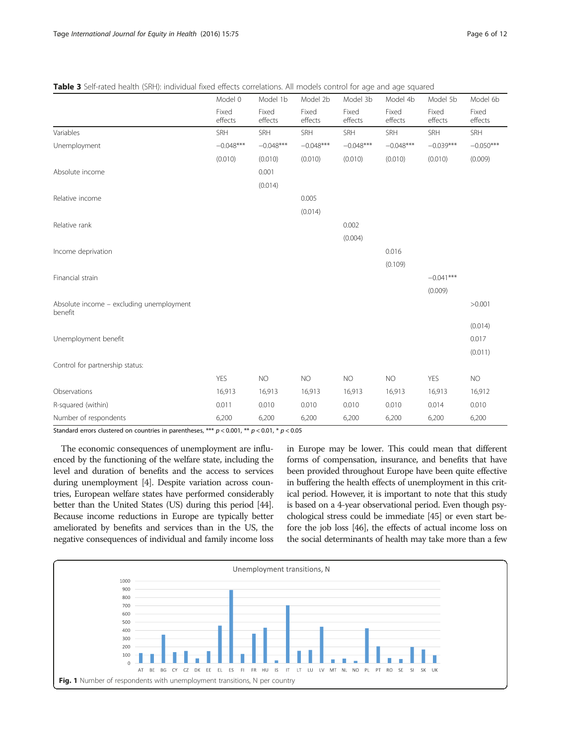**Table 3** Self-rated health (SRH): individual fixed effects correlations. All models control for age and age squared

| | Model 0 | Model 1b | Model 2b | Model 3b | Model 4b | Model 5b | Model 6b |
|---|---|---|---|---|---|---|---|
| | Fixed effects | Fixed effects | Fixed effects | Fixed effects | Fixed effects | Fixed effects | Fixed effects |
| Variables | SRH | SRH | SRH | SRH | SRH | SRH | SRH |
| Unemployment | −0.048*** | −0.048*** | −0.048*** | −0.048*** | −0.048*** | −0.039*** | −0.050*** |
| | (0.010) | (0.010) | (0.010) | (0.010) | (0.010) | (0.010) | (0.009) |
| Absolute income | | 0.001 | | | | | |
| | | (0.014) | | | | | |
| Relative income | | | 0.005 | | | | |
| | | | (0.014) | | | | |
| Relative rank | | | | 0.002 | | | |
| | | | | (0.004) | | | |
| Income deprivation | | | | | 0.016 | | |
| | | | | | (0.109) | | |
| Financial strain | | | | | | −0.041*** | |
| | | | | | | (0.009) | |
| Absolute income – excluding unemployment benefit | | | | | | | >0.001 |
| | | | | | | | (0.014) |
| Unemployment benefit | | | | | | | 0.017 |
| | | | | | | | (0.011) |
| Control for partnership status: | | | | | | | |
| | YES | NO | NO | NO | NO | YES | NO |
| Observations | 16,913 | 16,913 | 16,913 | 16,913 | 16,913 | 16,913 | 16,912 |
| R-squared (within) | 0.011 | 0.010 | 0.010 | 0.010 | 0.010 | 0.014 | 0.010 |
| Number of respondents | 6,200 | 6,200 | 6,200 | 6,200 | 6,200 | 6,200 | 6,200 |

Standard errors clustered on countries in parentheses, *** $p < 0.001$, ** $p < 0.01$, * $p < 0.05$

The economic consequences of unemployment are influenced by the functioning of the welfare state, including the level and duration of benefits and the access to services during unemployment [4]. Despite variation across countries, European welfare states have performed considerably better than the United States (US) during this period [44]. Because income reductions in Europe are typically better ameliorated by benefits and services than in the US, the negative consequences of individual and family income loss in Europe may be lower. This could mean that different forms of compensation, insurance, and benefits that have been provided throughout Europe have been quite effective in buffering the health effects of unemployment in this critical period. However, it is important to note that this study is based on a 4-year observational period. Even though psychological stress could be immediate [45] or even start before the job loss [46], the effects of actual income loss on the social determinants of health may take more than a few

**Fig. 1** Number of respondents with unemployment transitions, N per country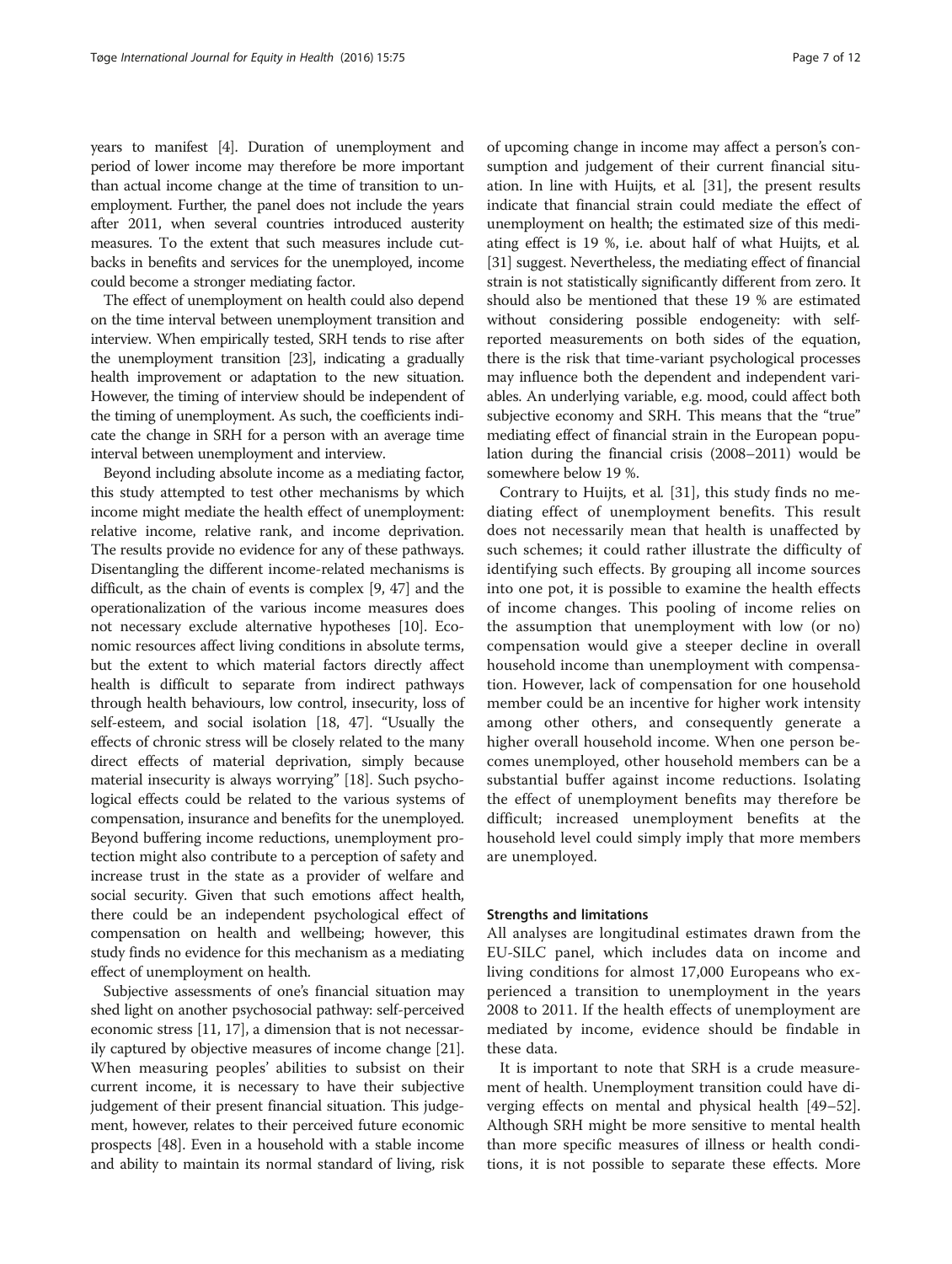years to manifest [4]. Duration of unemployment and period of lower income may therefore be more important than actual income change at the time of transition to unemployment. Further, the panel does not include the years after 2011, when several countries introduced austerity measures. To the extent that such measures include cutbacks in benefits and services for the unemployed, income could become a stronger mediating factor.

The effect of unemployment on health could also depend on the time interval between unemployment transition and interview. When empirically tested, SRH tends to rise after the unemployment transition [23], indicating a gradually health improvement or adaptation to the new situation. However, the timing of interview should be independent of the timing of unemployment. As such, the coefficients indicate the change in SRH for a person with an average time interval between unemployment and interview.

Beyond including absolute income as a mediating factor, this study attempted to test other mechanisms by which income might mediate the health effect of unemployment: relative income, relative rank, and income deprivation. The results provide no evidence for any of these pathways. Disentangling the different income-related mechanisms is difficult, as the chain of events is complex [9, 47] and the operationalization of the various income measures does not necessary exclude alternative hypotheses [10]. Economic resources affect living conditions in absolute terms, but the extent to which material factors directly affect health is difficult to separate from indirect pathways through health behaviours, low control, insecurity, loss of self-esteem, and social isolation [18, 47]. "Usually the effects of chronic stress will be closely related to the many direct effects of material deprivation, simply because material insecurity is always worrying" [18]. Such psychological effects could be related to the various systems of compensation, insurance and benefits for the unemployed. Beyond buffering income reductions, unemployment protection might also contribute to a perception of safety and increase trust in the state as a provider of welfare and social security. Given that such emotions affect health, there could be an independent psychological effect of compensation on health and wellbeing; however, this study finds no evidence for this mechanism as a mediating effect of unemployment on health.

Subjective assessments of one's financial situation may shed light on another psychosocial pathway: self-perceived economic stress [11, 17], a dimension that is not necessarily captured by objective measures of income change [21]. When measuring peoples' abilities to subsist on their current income, it is necessary to have their subjective judgement of their present financial situation. This judgement, however, relates to their perceived future economic prospects [48]. Even in a household with a stable income and ability to maintain its normal standard of living, risk of upcoming change in income may affect a person's consumption and judgement of their current financial situation. In line with Huijts, et al. [31], the present results indicate that financial strain could mediate the effect of unemployment on health; the estimated size of this mediating effect is 19 %, i.e. about half of what Huijts, et al. [31] suggest. Nevertheless, the mediating effect of financial strain is not statistically significantly different from zero. It should also be mentioned that these 19 % are estimated without considering possible endogeneity: with self-reported measurements on both sides of the equation, there is the risk that time-variant psychological processes may influence both the dependent and independent variables. An underlying variable, e.g. mood, could affect both subjective economy and SRH. This means that the "true" mediating effect of financial strain in the European population during the financial crisis (2008–2011) would be somewhere below 19 %.

Contrary to Huijts, et al. [31], this study finds no mediating effect of unemployment benefits. This result does not necessarily mean that health is unaffected by such schemes; it could rather illustrate the difficulty of identifying such effects. By grouping all income sources into one pot, it is possible to examine the health effects of income changes. This pooling of income relies on the assumption that unemployment with low (or no) compensation would give a steeper decline in overall household income than unemployment with compensation. However, lack of compensation for one household member could be an incentive for higher work intensity among other others, and consequently generate a higher overall household income. When one person becomes unemployed, other household members can be a substantial buffer against income reductions. Isolating the effect of unemployment benefits may therefore be difficult; increased unemployment benefits at the household level could simply imply that more members are unemployed.

### Strengths and limitations

All analyses are longitudinal estimates drawn from the EU-SILC panel, which includes data on income and living conditions for almost 17,000 Europeans who experienced a transition to unemployment in the years 2008 to 2011. If the health effects of unemployment are mediated by income, evidence should be findable in these data.

It is important to note that SRH is a crude measurement of health. Unemployment transition could have diverging effects on mental and physical health [49–52]. Although SRH might be more sensitive to mental health than more specific measures of illness or health conditions, it is not possible to separate these effects. More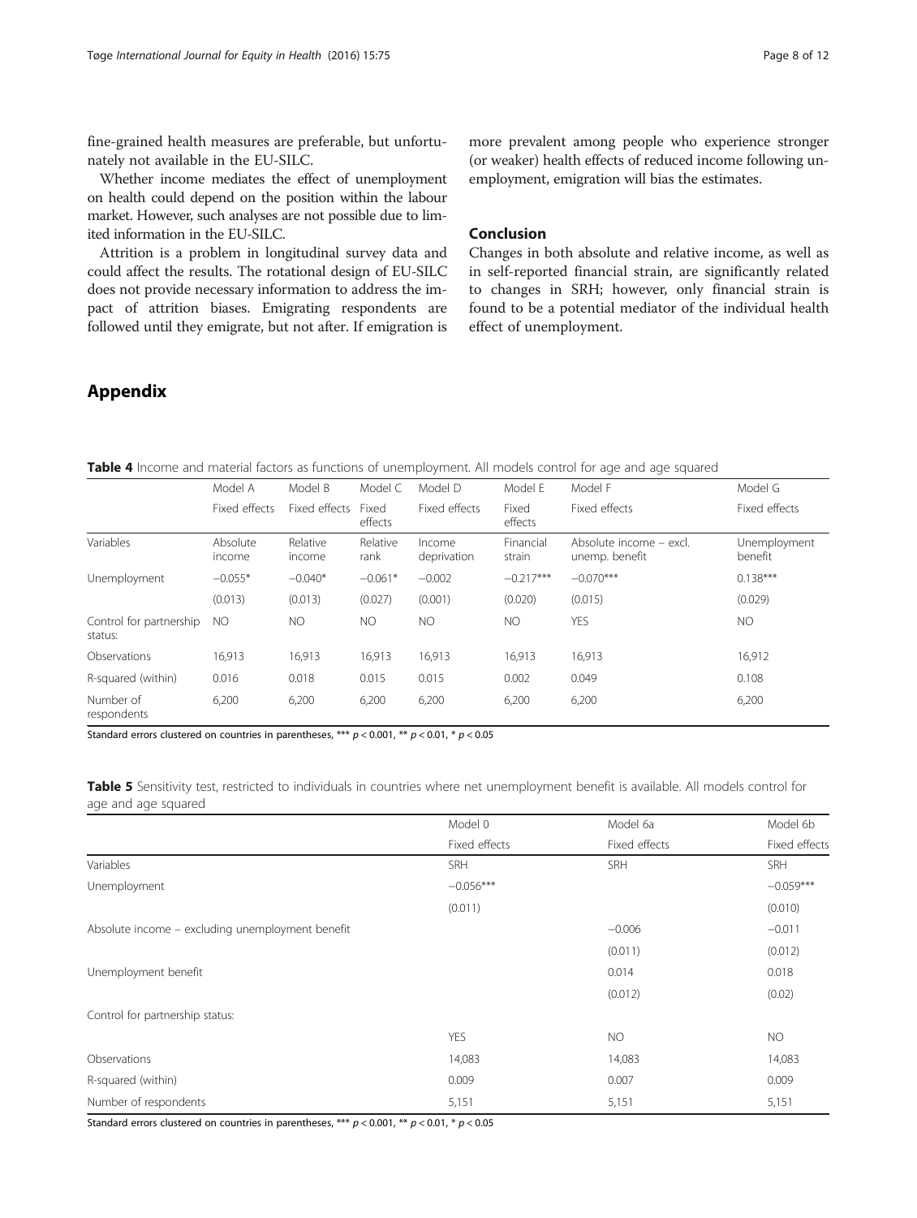fine-grained health measures are preferable, but unfortunately not available in the EU-SILC.

Whether income mediates the effect of unemployment on health could depend on the position within the labour market. However, such analyses are not possible due to limited information in the EU-SILC.

Attrition is a problem in longitudinal survey data and could affect the results. The rotational design of EU-SILC does not provide necessary information to address the impact of attrition biases. Emigrating respondents are followed until they emigrate, but not after. If emigration is more prevalent among people who experience stronger (or weaker) health effects of reduced income following unemployment, emigration will bias the estimates.

## Conclusion

Changes in both absolute and relative income, as well as in self-reported financial strain, are significantly related to changes in SRH; however, only financial strain is found to be a potential mediator of the individual health effect of unemployment.

# Appendix

**Table 4** Income and material factors as functions of unemployment. All models control for age and age squared

| | Model A | Model B | Model C | Model D | Model E | Model F | Model G |
|---|---|---|---|---|---|---|---|
| | Fixed effects | Fixed effects | Fixed effects | Fixed effects | Fixed effects | Fixed effects | Fixed effects |
| Variables | Absolute income | Relative income | Relative rank | Income deprivation | Financial strain | Absolute income – excl. unemp. benefit | Unemployment benefit |
| Unemployment | −0.055* | −0.040* | −0.061* | −0.002 | −0.217*** | −0.070*** | 0.138*** |
| | (0.013) | (0.013) | (0.027) | (0.001) | (0.020) | (0.015) | (0.029) |
| Control for partnership status: | NO | NO | NO | NO | NO | YES | NO |
| Observations | 16,913 | 16,913 | 16,913 | 16,913 | 16,913 | 16,913 | 16,912 |
| R-squared (within) | 0.016 | 0.018 | 0.015 | 0.015 | 0.002 | 0.049 | 0.108 |
| Number of respondents | 6,200 | 6,200 | 6,200 | 6,200 | 6,200 | 6,200 | 6,200 |

Standard errors clustered on countries in parentheses, *** $p < 0.001$, ** $p < 0.01$, * $p < 0.05$

**Table 5** Sensitivity test, restricted to individuals in countries where net unemployment benefit is available. All models control for age and age squared

| | Model 0 | Model 6a | Model 6b |
|---|---|---|---|
| | Fixed effects | Fixed effects | Fixed effects |
| Variables | SRH | SRH | SRH |
| Unemployment | −0.056*** | | −0.059*** |
| | (0.011) | | (0.010) |
| Absolute income – excluding unemployment benefit | | −0.006 | −0.011 |
| | | (0.011) | (0.012) |
| Unemployment benefit | | 0.014 | 0.018 |
| | | (0.012) | (0.02) |
| Control for partnership status: | | | |
| | YES | NO | NO |
| Observations | 14,083 | 14,083 | 14,083 |
| R-squared (within) | 0.009 | 0.007 | 0.009 |
| Number of respondents | 5,151 | 5,151 | 5,151 |

Standard errors clustered on countries in parentheses, *** $p < 0.001$, ** $p < 0.01$, * $p < 0.05$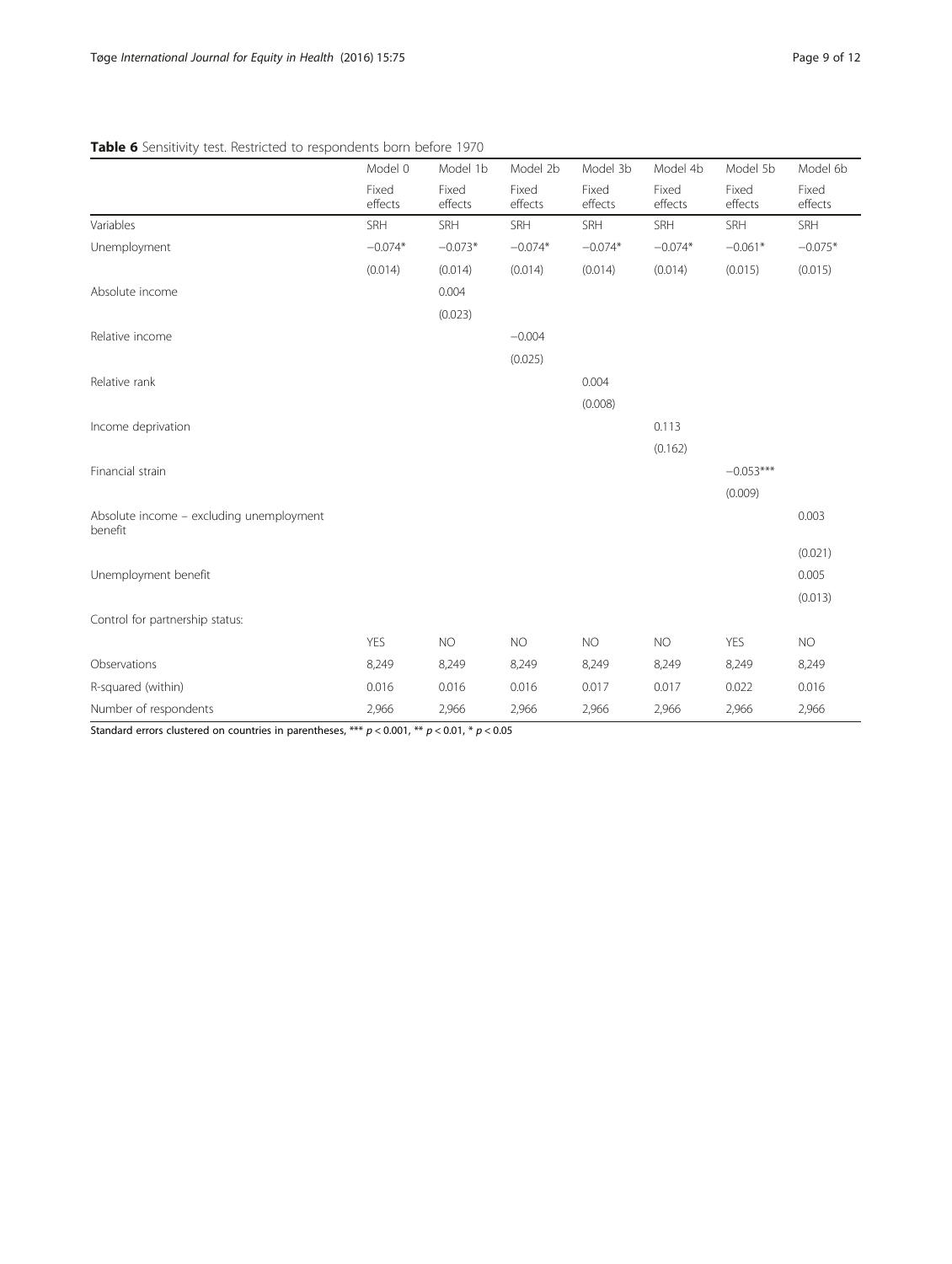**Table 6** Sensitivity test. Restricted to respondents born before 1970

| | Model 0 | Model 1b | Model 2b | Model 3b | Model 4b | Model 5b | Model 6b |
|---|---|---|---|---|---|---|---|
| | Fixed effects | Fixed effects | Fixed effects | Fixed effects | Fixed effects | Fixed effects | Fixed effects |
| Variables | SRH | SRH | SRH | SRH | SRH | SRH | SRH |
| Unemployment | −0.074* | −0.073* | −0.074* | −0.074* | −0.074* | −0.061* | −0.075* |
| | (0.014) | (0.014) | (0.014) | (0.014) | (0.014) | (0.015) | (0.015) |
| Absolute income | | 0.004 | | | | | |
| | | (0.023) | | | | | |
| Relative income | | | −0.004 | | | | |
| | | | (0.025) | | | | |
| Relative rank | | | | 0.004 | | | |
| | | | | (0.008) | | | |
| Income deprivation | | | | | 0.113 | | |
| | | | | | (0.162) | | |
| Financial strain | | | | | | −0.053*** | |
| | | | | | | (0.009) | |
| Absolute income – excluding unemployment benefit | | | | | | | 0.003 |
| | | | | | | | (0.021) |
| Unemployment benefit | | | | | | | 0.005 |
| | | | | | | | (0.013) |
| Control for partnership status: | | | | | | | |
| | YES | NO | NO | NO | NO | YES | NO |
| Observations | 8,249 | 8,249 | 8,249 | 8,249 | 8,249 | 8,249 | 8,249 |
| R-squared (within) | 0.016 | 0.016 | 0.016 | 0.017 | 0.017 | 0.022 | 0.016 |
| Number of respondents | 2,966 | 2,966 | 2,966 | 2,966 | 2,966 | 2,966 | 2,966 |

Standard errors clustered on countries in parentheses, *** $p < 0.001$, ** $p < 0.01$, * $p < 0.05$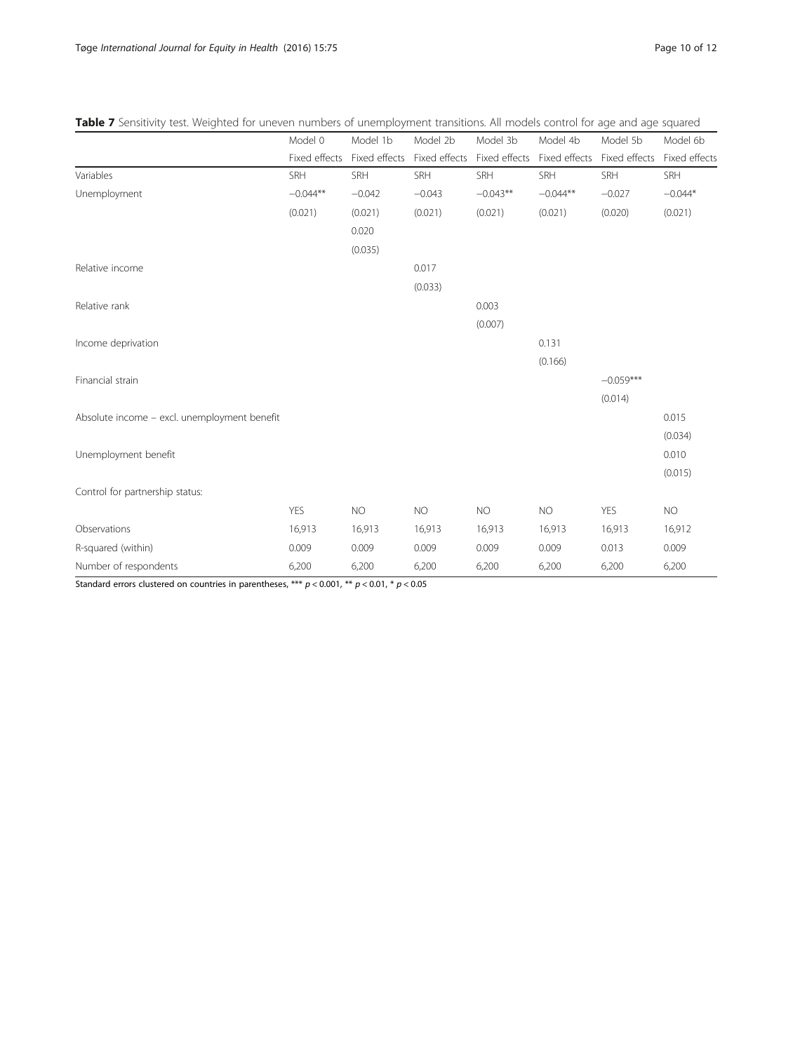**Table 7** Sensitivity test. Weighted for uneven numbers of unemployment transitions. All models control for age and age squared

| | Model 0 | Model 1b | Model 2b | Model 3b | Model 4b | Model 5b | Model 6b |
|---|---|---|---|---|---|---|---|
| | Fixed effects | Fixed effects | Fixed effects | Fixed effects | Fixed effects | Fixed effects | Fixed effects |
| Variables | SRH | SRH | SRH | SRH | SRH | SRH | SRH |
| Unemployment | −0.044** | −0.042 | −0.043 | −0.043** | −0.044** | −0.027 | −0.044* |
| | (0.021) | (0.021) | (0.021) | (0.021) | (0.021) | (0.020) | (0.021) |
| | | 0.020 | | | | | |
| | | (0.035) | | | | | |
| Relative income | | | 0.017 | | | | |
| | | | (0.033) | | | | |
| Relative rank | | | | 0.003 | | | |
| | | | | (0.007) | | | |
| Income deprivation | | | | | 0.131 | | |
| | | | | | (0.166) | | |
| Financial strain | | | | | | −0.059*** | |
| | | | | | | (0.014) | |
| Absolute income – excl. unemployment benefit | | | | | | | 0.015 |
| | | | | | | | (0.034) |
| Unemployment benefit | | | | | | | 0.010 |
| | | | | | | | (0.015) |
| Control for partnership status: | | | | | | | |
| | YES | NO | NO | NO | NO | YES | NO |
| Observations | 16,913 | 16,913 | 16,913 | 16,913 | 16,913 | 16,913 | 16,912 |
| R-squared (within) | 0.009 | 0.009 | 0.009 | 0.009 | 0.009 | 0.013 | 0.009 |
| Number of respondents | 6,200 | 6,200 | 6,200 | 6,200 | 6,200 | 6,200 | 6,200 |

Standard errors clustered on countries in parentheses, *** $p < 0.001$, ** $p < 0.01$, * $p < 0.05$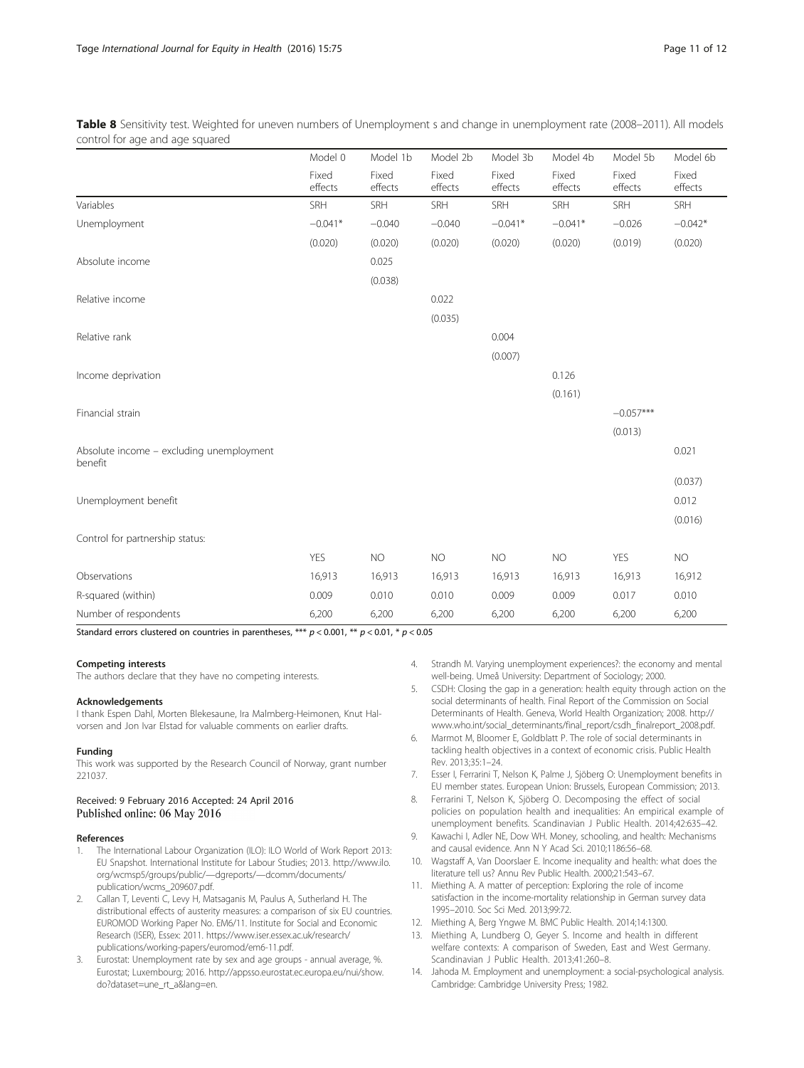**Table 8** Sensitivity test. Weighted for uneven numbers of Unemployment s and change in unemployment rate (2008–2011). All models control for age and age squared

| | Model 0 | Model 1b | Model 2b | Model 3b | Model 4b | Model 5b | Model 6b |
|---|---|---|---|---|---|---|---|
| | Fixed effects | Fixed effects | Fixed effects | Fixed effects | Fixed effects | Fixed effects | Fixed effects |
| Variables | SRH | SRH | SRH | SRH | SRH | SRH | SRH |
| Unemployment | −0.041* | −0.040 | −0.040 | −0.041* | −0.041* | −0.026 | −0.042* |
| | (0.020) | (0.020) | (0.020) | (0.020) | (0.020) | (0.019) | (0.020) |
| Absolute income | | 0.025 | | | | | |
| | | (0.038) | | | | | |
| Relative income | | | 0.022 | | | | |
| | | | (0.035) | | | | |
| Relative rank | | | | 0.004 | | | |
| | | | | (0.007) | | | |
| Income deprivation | | | | | 0.126 | | |
| | | | | | (0.161) | | |
| Financial strain | | | | | | −0.057*** | |
| | | | | | | (0.013) | |
| Absolute income – excluding unemployment benefit | | | | | | | 0.021 |
| | | | | | | | (0.037) |
| Unemployment benefit | | | | | | | 0.012 |
| | | | | | | | (0.016) |
| Control for partnership status: | | | | | | | |
| | YES | NO | NO | NO | NO | YES | NO |
| Observations | 16,913 | 16,913 | 16,913 | 16,913 | 16,913 | 16,913 | 16,912 |
| R-squared (within) | 0.009 | 0.010 | 0.010 | 0.009 | 0.009 | 0.017 | 0.010 |
| Number of respondents | 6,200 | 6,200 | 6,200 | 6,200 | 6,200 | 6,200 | 6,200 |

Standard errors clustered on countries in parentheses, *** $p < 0.001$, ** $p < 0.01$, * $p < 0.05$

#### Competing interests
The authors declare that they have no competing interests.

#### Acknowledgements
I thank Espen Dahl, Morten Blekesaune, Ira Malmberg-Heimonen, Knut Halvorsen and Jon Ivar Elstad for valuable comments on earlier drafts.

#### Funding
This work was supported by the Research Council of Norway, grant number 221037.

Received: 9 February 2016 Accepted: 24 April 2016
Published online: 06 May 2016

#### References

1. The International Labour Organization (ILO): ILO World of Work Report 2013: EU Snapshot. International Institute for Labour Studies; 2013. http://www.ilo.org/wcmsp5/groups/public/—dgreports/—dcomm/documents/publication/wcms_209607.pdf.
2. Callan T, Leventi C, Levy H, Matsaganis M, Paulus A, Sutherland H. The distributional effects of austerity measures: a comparison of six EU countries. EUROMOD Working Paper No. EM6/11. Institute for Social and Economic Research (ISER), Essex: 2011. https://www.iser.essex.ac.uk/research/publications/working-papers/euromod/em6-11.pdf.
3. Eurostat: Unemployment rate by sex and age groups - annual average, %. Eurostat; Luxembourg; 2016. http://appsso.eurostat.ec.europa.eu/nui/show.do?dataset=une_rt_a&lang=en.
4. Strandh M. Varying unemployment experiences?: the economy and mental well-being. Umeå University: Department of Sociology; 2000.
5. CSDH: Closing the gap in a generation: health equity through action on the social determinants of health. Final Report of the Commission on Social Determinants of Health. Geneva, World Health Organization; 2008. http://www.who.int/social_determinants/final_report/csdh_finalreport_2008.pdf.
6. Marmot M, Bloomer E, Goldblatt P. The role of social determinants in tackling health objectives in a context of economic crisis. Public Health Rev. 2013;35:1–24.
7. Esser I, Ferrarini T, Nelson K, Palme J, Sjöberg O: Unemployment benefits in EU member states. European Union: Brussels, European Commission; 2013.
8. Ferrarini T, Nelson K, Sjöberg O. Decomposing the effect of social policies on population health and inequalities: An empirical example of unemployment benefits. Scandinavian J Public Health. 2014;42:635–42.
9. Kawachi I, Adler NE, Dow WH. Money, schooling, and health: Mechanisms and causal evidence. Ann N Y Acad Sci. 2010;1186:56–68.
10. Wagstaff A, Van Doorslaer E. Income inequality and health: what does the literature tell us? Annu Rev Public Health. 2000;21:543–67.
11. Miething A. A matter of perception: Exploring the role of income satisfaction in the income-mortality relationship in German survey data 1995–2010. Soc Sci Med. 2013;99:72.
12. Miething A, Berg Yngwe M. BMC Public Health. 2014;14:1300.
13. Miething A, Lundberg O, Geyer S. Income and health in different welfare contexts: A comparison of Sweden, East and West Germany. Scandinavian J Public Health. 2013;41:260–8.
14. Jahoda M. Employment and unemployment: a social-psychological analysis. Cambridge: Cambridge University Press; 1982.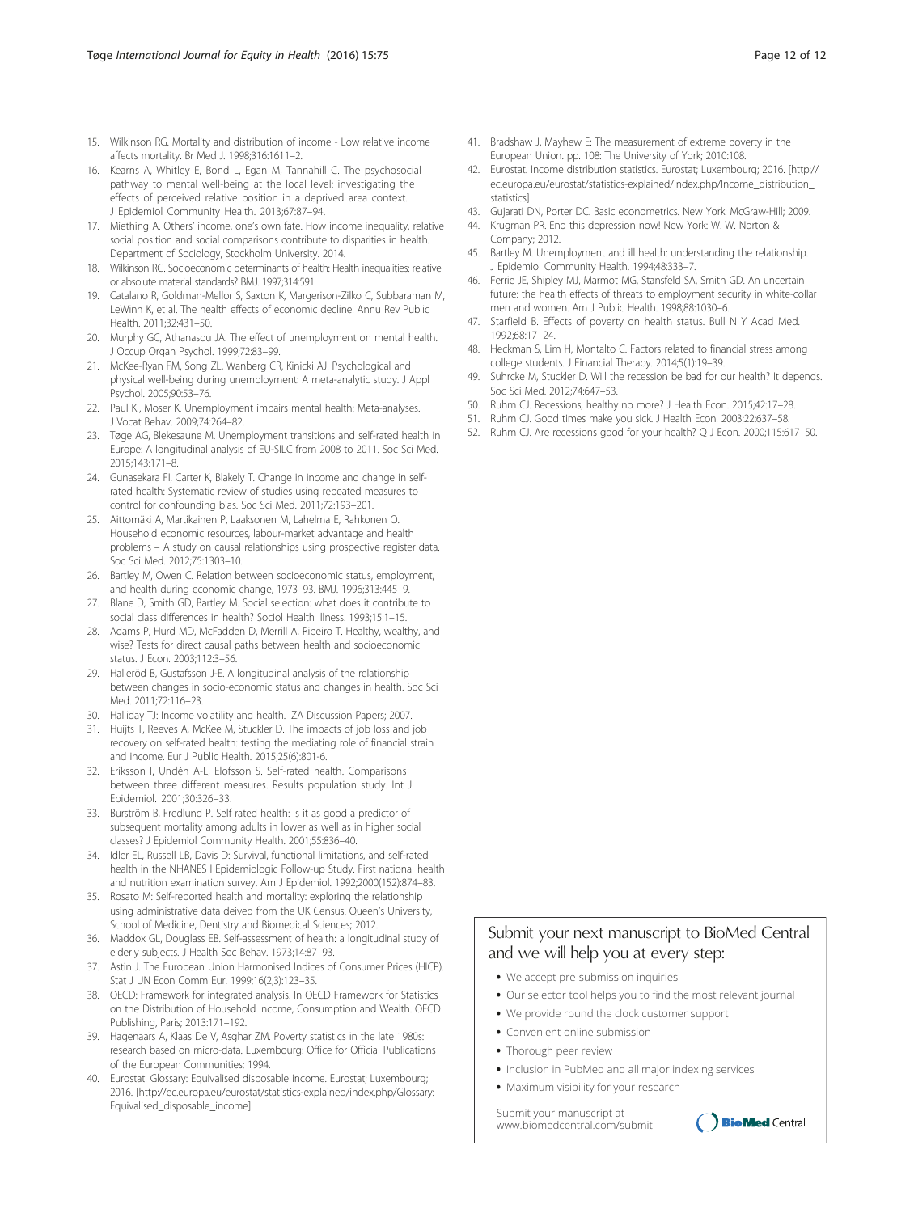15. Wilkinson RG. Mortality and distribution of income - Low relative income affects mortality. Br Med J. 1998;316:1611–2.
16. Kearns A, Whitley E, Bond L, Egan M, Tannahill C. The psychosocial pathway to mental well-being at the local level: investigating the effects of perceived relative position in a deprived area context. J Epidemiol Community Health. 2013;67:87–94.
17. Miething A. Others' income, one's own fate. How income inequality, relative social position and social comparisons contribute to disparities in health. Department of Sociology, Stockholm University. 2014.
18. Wilkinson RG. Socioeconomic determinants of health: Health inequalities: relative or absolute material standards? BMJ. 1997;314:591.
19. Catalano R, Goldman-Mellor S, Saxton K, Margerison-Zilko C, Subbaraman M, LeWinn K, et al. The health effects of economic decline. Annu Rev Public Health. 2011;32:431–50.
20. Murphy GC, Athanasou JA. The effect of unemployment on mental health. J Occup Organ Psychol. 1999;72:83–99.
21. McKee-Ryan FM, Song ZL, Wanberg CR, Kinicki AJ. Psychological and physical well-being during unemployment: A meta-analytic study. J Appl Psychol. 2005;90:53–76.
22. Paul KI, Moser K. Unemployment impairs mental health: Meta-analyses. J Vocat Behav. 2009;74:264–82.
23. Tøge AG, Blekesaune M. Unemployment transitions and self-rated health in Europe: A longitudinal analysis of EU-SILC from 2008 to 2011. Soc Sci Med. 2015;143:171–8.
24. Gunasekara FI, Carter K, Blakely T. Change in income and change in self-rated health: Systematic review of studies using repeated measures to control for confounding bias. Soc Sci Med. 2011;72:193–201.
25. Aittomäki A, Martikainen P, Laaksonen M, Lahelma E, Rahkonen O. Household economic resources, labour-market advantage and health problems – A study on causal relationships using prospective register data. Soc Sci Med. 2012;75:1303–10.
26. Bartley M, Owen C. Relation between socioeconomic status, employment, and health during economic change, 1973–93. BMJ. 1996;313:445–9.
27. Blane D, Smith GD, Bartley M. Social selection: what does it contribute to social class differences in health? Sociol Health Illness. 1993;15:1–15.
28. Adams P, Hurd MD, McFadden D, Merrill A, Ribeiro T. Healthy, wealthy, and wise? Tests for direct causal paths between health and socioeconomic status. J Econ. 2003;112:3–56.
29. Halleröd B, Gustafsson J-E. A longitudinal analysis of the relationship between changes in socio-economic status and changes in health. Soc Sci Med. 2011;72:116–23.
30. Halliday TJ: Income volatility and health. IZA Discussion Papers; 2007.
31. Huijts T, Reeves A, McKee M, Stuckler D. The impacts of job loss and job recovery on self-rated health: testing the mediating role of financial strain and income. Eur J Public Health. 2015;25(6):801-6.
32. Eriksson I, Undén A-L, Elofsson S. Self-rated health. Comparisons between three different measures. Results population study. Int J Epidemiol. 2001;30:326–33.
33. Burström B, Fredlund P. Self rated health: Is it as good a predictor of subsequent mortality among adults in lower as well as in higher social classes? J Epidemiol Community Health. 2001;55:836–40.
34. Idler EL, Russell LB, Davis D: Survival, functional limitations, and self-rated health in the NHANES I Epidemiologic Follow-up Study. First national health and nutrition examination survey. Am J Epidemiol. 1992;2000(152):874–83.
35. Rosato M: Self-reported health and mortality: exploring the relationship using administrative data deived from the UK Census. Queen's University, School of Medicine, Dentistry and Biomedical Sciences; 2012.
36. Maddox GL, Douglass EB. Self-assessment of health: a longitudinal study of elderly subjects. J Health Soc Behav. 1973;14:87–93.
37. Astin J. The European Union Harmonised Indices of Consumer Prices (HICP). Stat J UN Econ Comm Eur. 1999;16(2,3):123–35.
38. OECD: Framework for integrated analysis. In OECD Framework for Statistics on the Distribution of Household Income, Consumption and Wealth. OECD Publishing, Paris; 2013:171–192.
39. Hagenaars A, Klaas De V, Asghar ZM. Poverty statistics in the late 1980s: research based on micro-data. Luxembourg: Office for Official Publications of the European Communities; 1994.
40. Eurostat. Glossary: Equivalised disposable income. Eurostat; Luxembourg; 2016. [http://ec.europa.eu/eurostat/statistics-explained/index.php/Glossary:Equivalised_disposable_income]
41. Bradshaw J, Mayhew E: The measurement of extreme poverty in the European Union. pp. 108: The University of York; 2010:108.
42. Eurostat. Income distribution statistics. Eurostat; Luxembourg; 2016. [http://ec.europa.eu/eurostat/statistics-explained/index.php/Income_distribution_statistics]
43. Gujarati DN, Porter DC. Basic econometrics. New York: McGraw-Hill; 2009.
44. Krugman PR. End this depression now! New York: W. W. Norton & Company; 2012.
45. Bartley M. Unemployment and ill health: understanding the relationship. J Epidemiol Community Health. 1994;48:333–7.
46. Ferrie JE, Shipley MJ, Marmot MG, Stansfeld SA, Smith GD. An uncertain future: the health effects of threats to employment security in white-collar men and women. Am J Public Health. 1998;88:1030–6.
47. Starfield B. Effects of poverty on health status. Bull N Y Acad Med. 1992;68:17–24.
48. Heckman S, Lim H, Montalto C. Factors related to financial stress among college students. J Financial Therapy. 2014;5(1):19–39.
49. Suhrcke M, Stuckler D. Will the recession be bad for our health? It depends. Soc Sci Med. 2012;74:647–53.
50. Ruhm CJ. Recessions, healthy no more? J Health Econ. 2015;42:17–28.
51. Ruhm CJ. Good times make you sick. J Health Econ. 2003;22:637–58.
52. Ruhm CJ. Are recessions good for your health? Q J Econ. 2000;115:617–50.

Submit your next manuscript to BioMed Central and we will help you at every step:

- We accept pre-submission inquiries
- Our selector tool helps you to find the most relevant journal
- We provide round the clock customer support
- Convenient online submission
- Thorough peer review
- Inclusion in PubMed and all major indexing services
- Maximum visibility for your research

Submit your manuscript at www.biomedcentral.com/submit